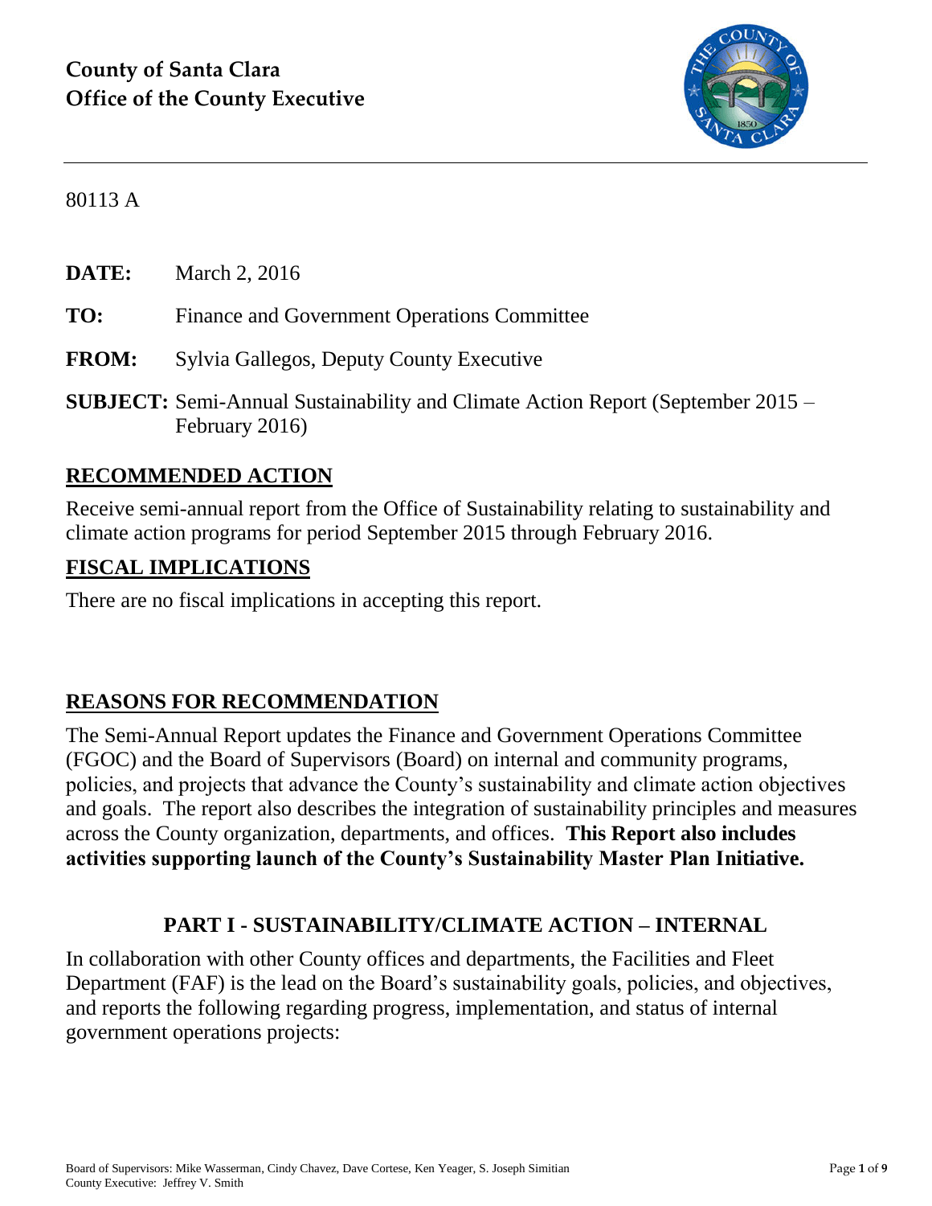# County of Santa Clara
# Office of the County Executive

80113 A

**DATE:** March 2, 2016

**TO:** Finance and Government Operations Committee

**FROM:** Sylvia Gallegos, Deputy County Executive

**SUBJECT:** Semi-Annual Sustainability and Climate Action Report (September 2015 – February 2016)

## RECOMMENDED ACTION

Receive semi-annual report from the Office of Sustainability relating to sustainability and climate action programs for period September 2015 through February 2016.

## FISCAL IMPLICATIONS

There are no fiscal implications in accepting this report.

## REASONS FOR RECOMMENDATION

The Semi-Annual Report updates the Finance and Government Operations Committee (FGOC) and the Board of Supervisors (Board) on internal and community programs, policies, and projects that advance the County's sustainability and climate action objectives and goals. The report also describes the integration of sustainability principles and measures across the County organization, departments, and offices. **This Report also includes activities supporting launch of the County's Sustainability Master Plan Initiative.**

## PART I - SUSTAINABILITY/CLIMATE ACTION – INTERNAL

In collaboration with other County offices and departments, the Facilities and Fleet Department (FAF) is the lead on the Board's sustainability goals, policies, and objectives, and reports the following regarding progress, implementation, and status of internal government operations projects: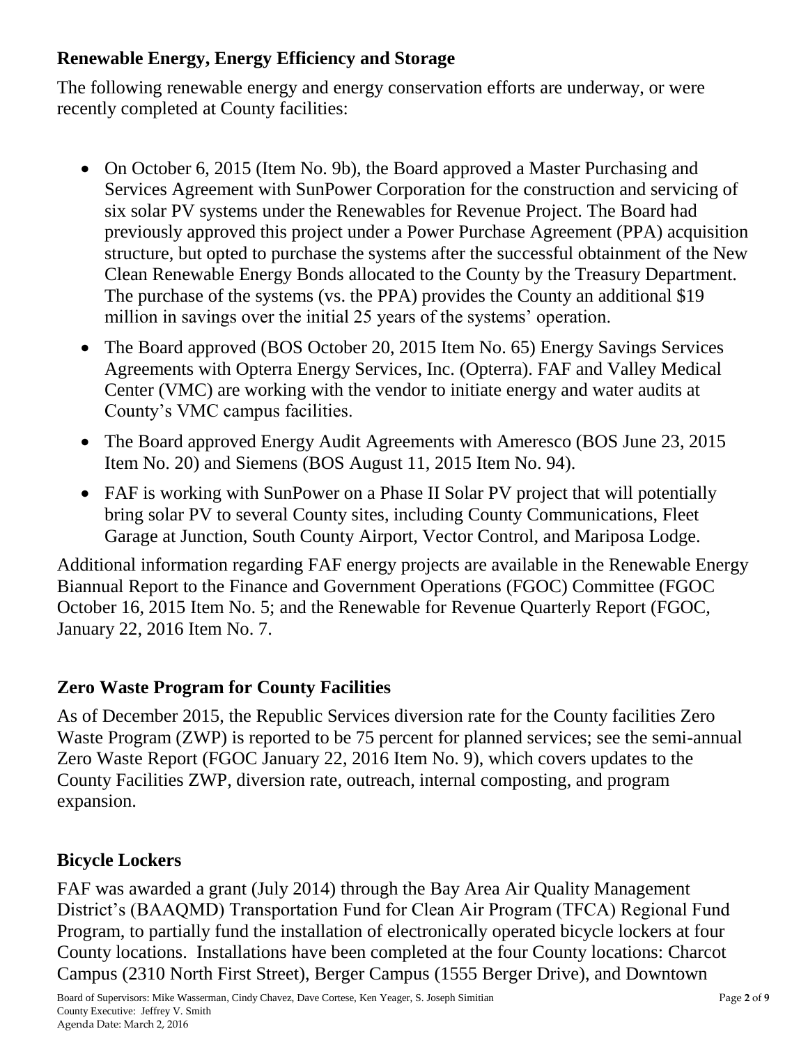## Renewable Energy, Energy Efficiency and Storage

The following renewable energy and energy conservation efforts are underway, or were recently completed at County facilities:

- On October 6, 2015 (Item No. 9b), the Board approved a Master Purchasing and Services Agreement with SunPower Corporation for the construction and servicing of six solar PV systems under the Renewables for Revenue Project. The Board had previously approved this project under a Power Purchase Agreement (PPA) acquisition structure, but opted to purchase the systems after the successful obtainment of the New Clean Renewable Energy Bonds allocated to the County by the Treasury Department. The purchase of the systems (vs. the PPA) provides the County an additional $19 million in savings over the initial 25 years of the systems' operation.
- The Board approved (BOS October 20, 2015 Item No. 65) Energy Savings Services Agreements with Opterra Energy Services, Inc. (Opterra). FAF and Valley Medical Center (VMC) are working with the vendor to initiate energy and water audits at County's VMC campus facilities.
- The Board approved Energy Audit Agreements with Ameresco (BOS June 23, 2015 Item No. 20) and Siemens (BOS August 11, 2015 Item No. 94).
- FAF is working with SunPower on a Phase II Solar PV project that will potentially bring solar PV to several County sites, including County Communications, Fleet Garage at Junction, South County Airport, Vector Control, and Mariposa Lodge.

Additional information regarding FAF energy projects are available in the Renewable Energy Biannual Report to the Finance and Government Operations (FGOC) Committee (FGOC October 16, 2015 Item No. 5; and the Renewable for Revenue Quarterly Report (FGOC, January 22, 2016 Item No. 7.

## Zero Waste Program for County Facilities

As of December 2015, the Republic Services diversion rate for the County facilities Zero Waste Program (ZWP) is reported to be 75 percent for planned services; see the semi-annual Zero Waste Report (FGOC January 22, 2016 Item No. 9), which covers updates to the County Facilities ZWP, diversion rate, outreach, internal composting, and program expansion.

## Bicycle Lockers

FAF was awarded a grant (July 2014) through the Bay Area Air Quality Management District's (BAAQMD) Transportation Fund for Clean Air Program (TFCA) Regional Fund Program, to partially fund the installation of electronically operated bicycle lockers at four County locations. Installations have been completed at the four County locations: Charcot Campus (2310 North First Street), Berger Campus (1555 Berger Drive), and Downtown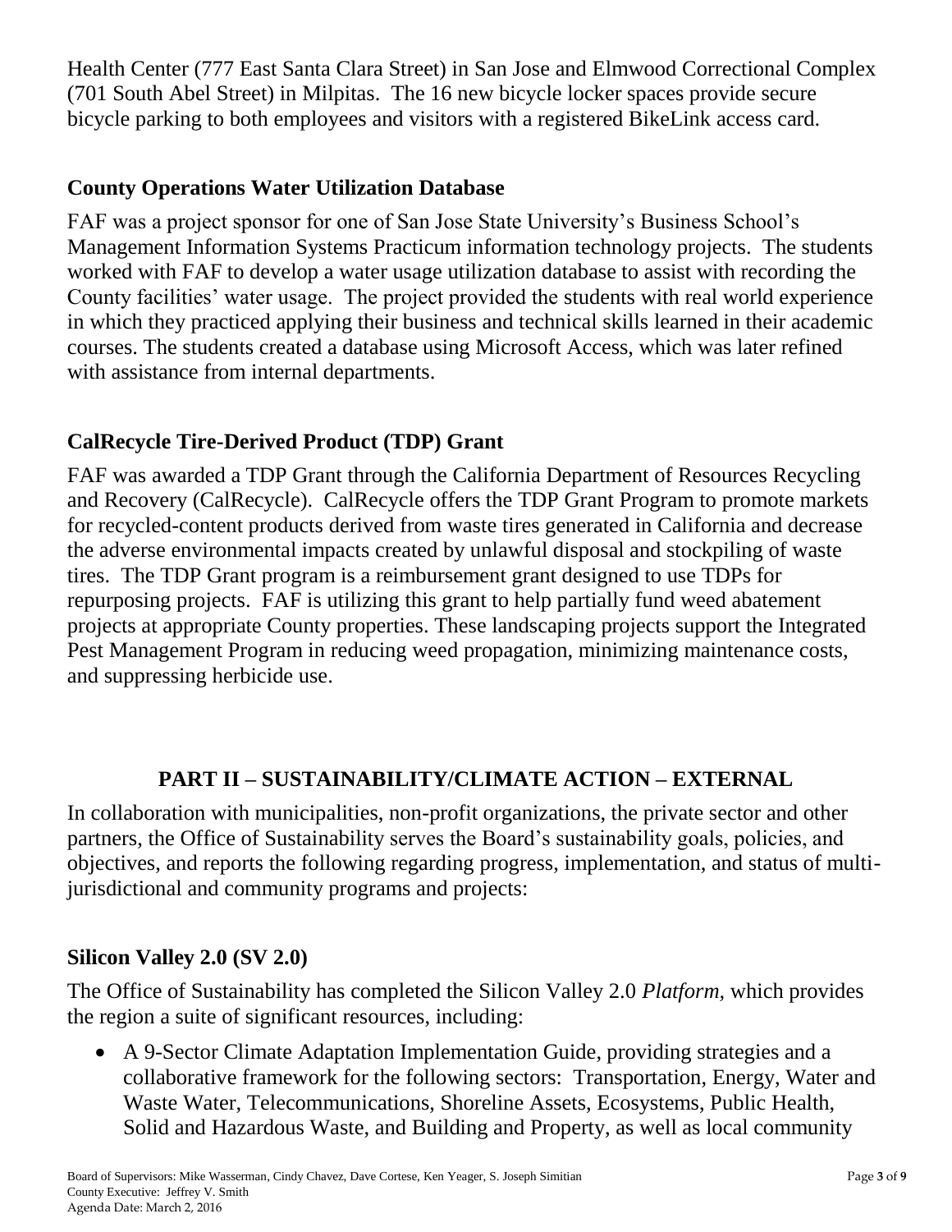Health Center (777 East Santa Clara Street) in San Jose and Elmwood Correctional Complex (701 South Abel Street) in Milpitas. The 16 new bicycle locker spaces provide secure bicycle parking to both employees and visitors with a registered BikeLink access card.

## County Operations Water Utilization Database

FAF was a project sponsor for one of San Jose State University's Business School's Management Information Systems Practicum information technology projects. The students worked with FAF to develop a water usage utilization database to assist with recording the County facilities' water usage. The project provided the students with real world experience in which they practiced applying their business and technical skills learned in their academic courses. The students created a database using Microsoft Access, which was later refined with assistance from internal departments.

## CalRecycle Tire-Derived Product (TDP) Grant

FAF was awarded a TDP Grant through the California Department of Resources Recycling and Recovery (CalRecycle). CalRecycle offers the TDP Grant Program to promote markets for recycled-content products derived from waste tires generated in California and decrease the adverse environmental impacts created by unlawful disposal and stockpiling of waste tires. The TDP Grant program is a reimbursement grant designed to use TDPs for repurposing projects. FAF is utilizing this grant to help partially fund weed abatement projects at appropriate County properties. These landscaping projects support the Integrated Pest Management Program in reducing weed propagation, minimizing maintenance costs, and suppressing herbicide use.

# PART II – SUSTAINABILITY/CLIMATE ACTION – EXTERNAL

In collaboration with municipalities, non-profit organizations, the private sector and other partners, the Office of Sustainability serves the Board's sustainability goals, policies, and objectives, and reports the following regarding progress, implementation, and status of multi-jurisdictional and community programs and projects:

## Silicon Valley 2.0 (SV 2.0)

The Office of Sustainability has completed the Silicon Valley 2.0 *Platform,* which provides the region a suite of significant resources, including:

- A 9-Sector Climate Adaptation Implementation Guide, providing strategies and a collaborative framework for the following sectors: Transportation, Energy, Water and Waste Water, Telecommunications, Shoreline Assets, Ecosystems, Public Health, Solid and Hazardous Waste, and Building and Property, as well as local community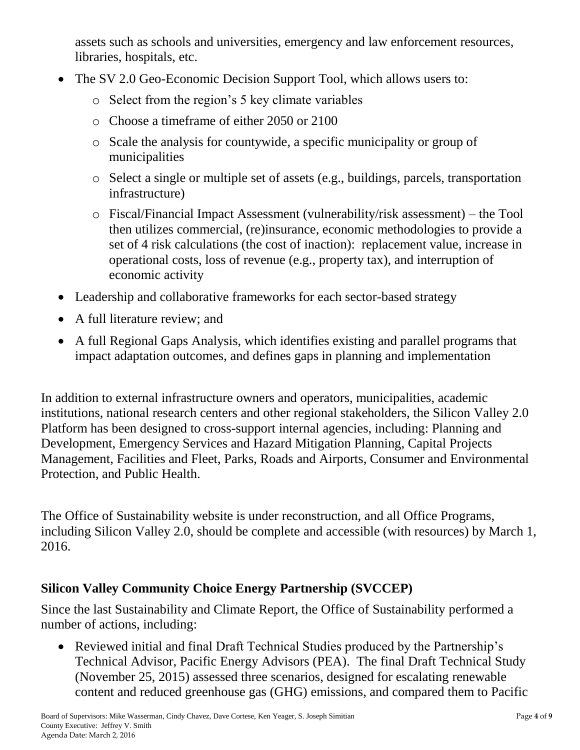assets such as schools and universities, emergency and law enforcement resources, libraries, hospitals, etc.

- The SV 2.0 Geo-Economic Decision Support Tool, which allows users to:
  - Select from the region's 5 key climate variables
  - Choose a timeframe of either 2050 or 2100
  - Scale the analysis for countywide, a specific municipality or group of municipalities
  - Select a single or multiple set of assets (e.g., buildings, parcels, transportation infrastructure)
  - Fiscal/Financial Impact Assessment (vulnerability/risk assessment) – the Tool then utilizes commercial, (re)insurance, economic methodologies to provide a set of 4 risk calculations (the cost of inaction): replacement value, increase in operational costs, loss of revenue (e.g., property tax), and interruption of economic activity
- Leadership and collaborative frameworks for each sector-based strategy
- A full literature review; and
- A full Regional Gaps Analysis, which identifies existing and parallel programs that impact adaptation outcomes, and defines gaps in planning and implementation

In addition to external infrastructure owners and operators, municipalities, academic institutions, national research centers and other regional stakeholders, the Silicon Valley 2.0 Platform has been designed to cross-support internal agencies, including: Planning and Development, Emergency Services and Hazard Mitigation Planning, Capital Projects Management, Facilities and Fleet, Parks, Roads and Airports, Consumer and Environmental Protection, and Public Health.

The Office of Sustainability website is under reconstruction, and all Office Programs, including Silicon Valley 2.0, should be complete and accessible (with resources) by March 1, 2016.

## Silicon Valley Community Choice Energy Partnership (SVCCEP)

Since the last Sustainability and Climate Report, the Office of Sustainability performed a number of actions, including:

- Reviewed initial and final Draft Technical Studies produced by the Partnership's Technical Advisor, Pacific Energy Advisors (PEA). The final Draft Technical Study (November 25, 2015) assessed three scenarios, designed for escalating renewable content and reduced greenhouse gas (GHG) emissions, and compared them to Pacific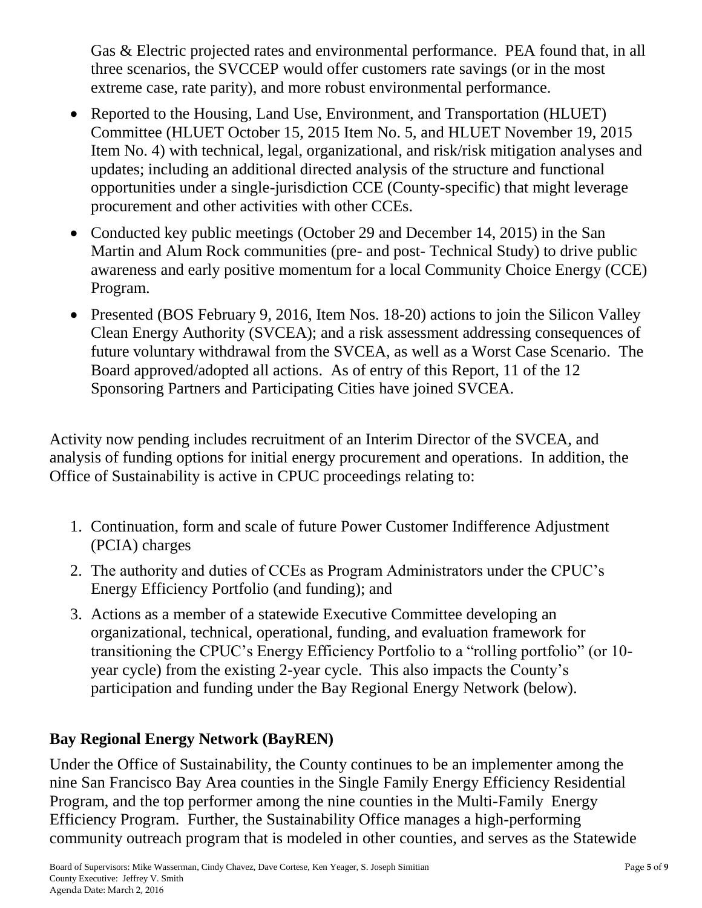Gas & Electric projected rates and environmental performance. PEA found that, in all three scenarios, the SVCCEP would offer customers rate savings (or in the most extreme case, rate parity), and more robust environmental performance.

- Reported to the Housing, Land Use, Environment, and Transportation (HLUET) Committee (HLUET October 15, 2015 Item No. 5, and HLUET November 19, 2015 Item No. 4) with technical, legal, organizational, and risk/risk mitigation analyses and updates; including an additional directed analysis of the structure and functional opportunities under a single-jurisdiction CCE (County-specific) that might leverage procurement and other activities with other CCEs.
- Conducted key public meetings (October 29 and December 14, 2015) in the San Martin and Alum Rock communities (pre- and post- Technical Study) to drive public awareness and early positive momentum for a local Community Choice Energy (CCE) Program.
- Presented (BOS February 9, 2016, Item Nos. 18-20) actions to join the Silicon Valley Clean Energy Authority (SVCEA); and a risk assessment addressing consequences of future voluntary withdrawal from the SVCEA, as well as a Worst Case Scenario. The Board approved/adopted all actions. As of entry of this Report, 11 of the 12 Sponsoring Partners and Participating Cities have joined SVCEA.

Activity now pending includes recruitment of an Interim Director of the SVCEA, and analysis of funding options for initial energy procurement and operations. In addition, the Office of Sustainability is active in CPUC proceedings relating to:

1. Continuation, form and scale of future Power Customer Indifference Adjustment (PCIA) charges
2. The authority and duties of CCEs as Program Administrators under the CPUC's Energy Efficiency Portfolio (and funding); and
3. Actions as a member of a statewide Executive Committee developing an organizational, technical, operational, funding, and evaluation framework for transitioning the CPUC's Energy Efficiency Portfolio to a "rolling portfolio" (or 10-year cycle) from the existing 2-year cycle. This also impacts the County's participation and funding under the Bay Regional Energy Network (below).

## Bay Regional Energy Network (BayREN)

Under the Office of Sustainability, the County continues to be an implementer among the nine San Francisco Bay Area counties in the Single Family Energy Efficiency Residential Program, and the top performer among the nine counties in the Multi-Family Energy Efficiency Program. Further, the Sustainability Office manages a high-performing community outreach program that is modeled in other counties, and serves as the Statewide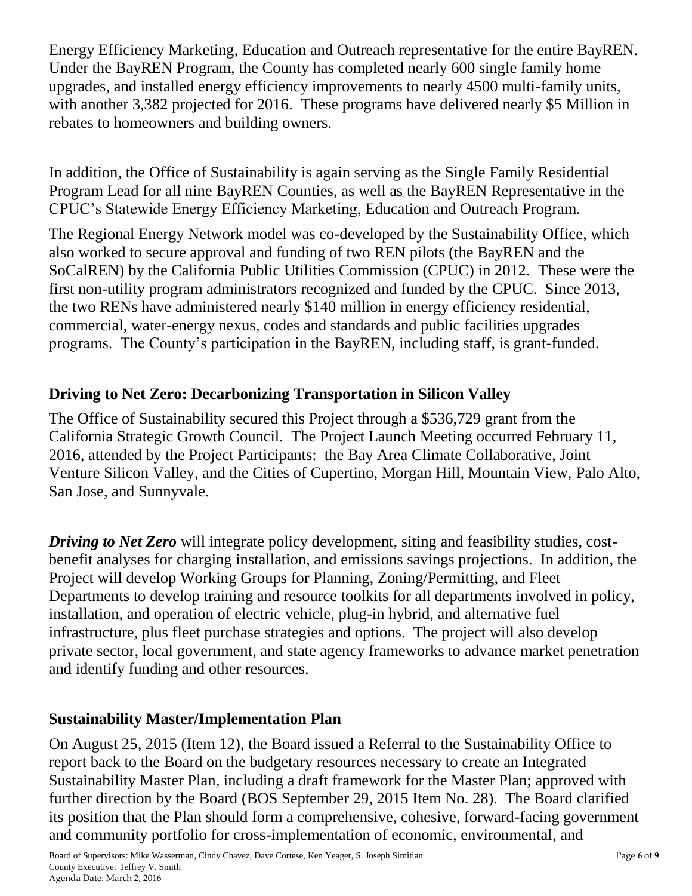Energy Efficiency Marketing, Education and Outreach representative for the entire BayREN. Under the BayREN Program, the County has completed nearly 600 single family home upgrades, and installed energy efficiency improvements to nearly 4500 multi-family units, with another 3,382 projected for 2016. These programs have delivered nearly $5 Million in rebates to homeowners and building owners.

In addition, the Office of Sustainability is again serving as the Single Family Residential Program Lead for all nine BayREN Counties, as well as the BayREN Representative in the CPUC's Statewide Energy Efficiency Marketing, Education and Outreach Program.

The Regional Energy Network model was co-developed by the Sustainability Office, which also worked to secure approval and funding of two REN pilots (the BayREN and the SoCalREN) by the California Public Utilities Commission (CPUC) in 2012. These were the first non-utility program administrators recognized and funded by the CPUC. Since 2013, the two RENs have administered nearly $140 million in energy efficiency residential, commercial, water-energy nexus, codes and standards and public facilities upgrades programs. The County's participation in the BayREN, including staff, is grant-funded.

## Driving to Net Zero: Decarbonizing Transportation in Silicon Valley

The Office of Sustainability secured this Project through a $536,729 grant from the California Strategic Growth Council. The Project Launch Meeting occurred February 11, 2016, attended by the Project Participants: the Bay Area Climate Collaborative, Joint Venture Silicon Valley, and the Cities of Cupertino, Morgan Hill, Mountain View, Palo Alto, San Jose, and Sunnyvale.

***Driving to Net Zero*** will integrate policy development, siting and feasibility studies, cost-benefit analyses for charging installation, and emissions savings projections. In addition, the Project will develop Working Groups for Planning, Zoning/Permitting, and Fleet Departments to develop training and resource toolkits for all departments involved in policy, installation, and operation of electric vehicle, plug-in hybrid, and alternative fuel infrastructure, plus fleet purchase strategies and options. The project will also develop private sector, local government, and state agency frameworks to advance market penetration and identify funding and other resources.

## Sustainability Master/Implementation Plan

On August 25, 2015 (Item 12), the Board issued a Referral to the Sustainability Office to report back to the Board on the budgetary resources necessary to create an Integrated Sustainability Master Plan, including a draft framework for the Master Plan; approved with further direction by the Board (BOS September 29, 2015 Item No. 28). The Board clarified its position that the Plan should form a comprehensive, cohesive, forward-facing government and community portfolio for cross-implementation of economic, environmental, and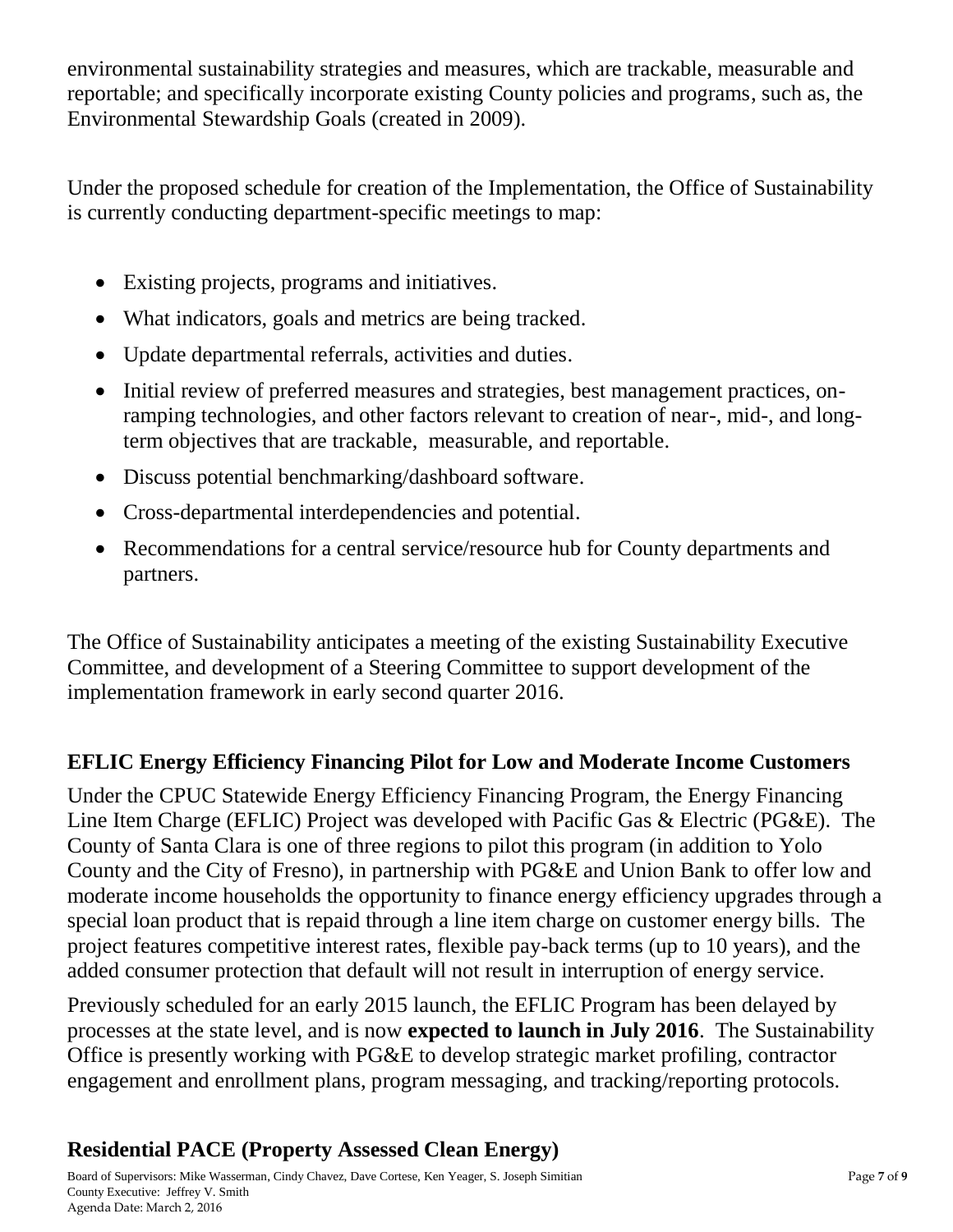environmental sustainability strategies and measures, which are trackable, measurable and reportable; and specifically incorporate existing County policies and programs, such as, the Environmental Stewardship Goals (created in 2009).

Under the proposed schedule for creation of the Implementation, the Office of Sustainability is currently conducting department-specific meetings to map:

- Existing projects, programs and initiatives.
- What indicators, goals and metrics are being tracked.
- Update departmental referrals, activities and duties.
- Initial review of preferred measures and strategies, best management practices, on-ramping technologies, and other factors relevant to creation of near-, mid-, and long-term objectives that are trackable, measurable, and reportable.
- Discuss potential benchmarking/dashboard software.
- Cross-departmental interdependencies and potential.
- Recommendations for a central service/resource hub for County departments and partners.

The Office of Sustainability anticipates a meeting of the existing Sustainability Executive Committee, and development of a Steering Committee to support development of the implementation framework in early second quarter 2016.

## EFLIC Energy Efficiency Financing Pilot for Low and Moderate Income Customers

Under the CPUC Statewide Energy Efficiency Financing Program, the Energy Financing Line Item Charge (EFLIC) Project was developed with Pacific Gas & Electric (PG&E). The County of Santa Clara is one of three regions to pilot this program (in addition to Yolo County and the City of Fresno), in partnership with PG&E and Union Bank to offer low and moderate income households the opportunity to finance energy efficiency upgrades through a special loan product that is repaid through a line item charge on customer energy bills. The project features competitive interest rates, flexible pay-back terms (up to 10 years), and the added consumer protection that default will not result in interruption of energy service.

Previously scheduled for an early 2015 launch, the EFLIC Program has been delayed by processes at the state level, and is now **expected to launch in July 2016**. The Sustainability Office is presently working with PG&E to develop strategic market profiling, contractor engagement and enrollment plans, program messaging, and tracking/reporting protocols.

## Residential PACE (Property Assessed Clean Energy)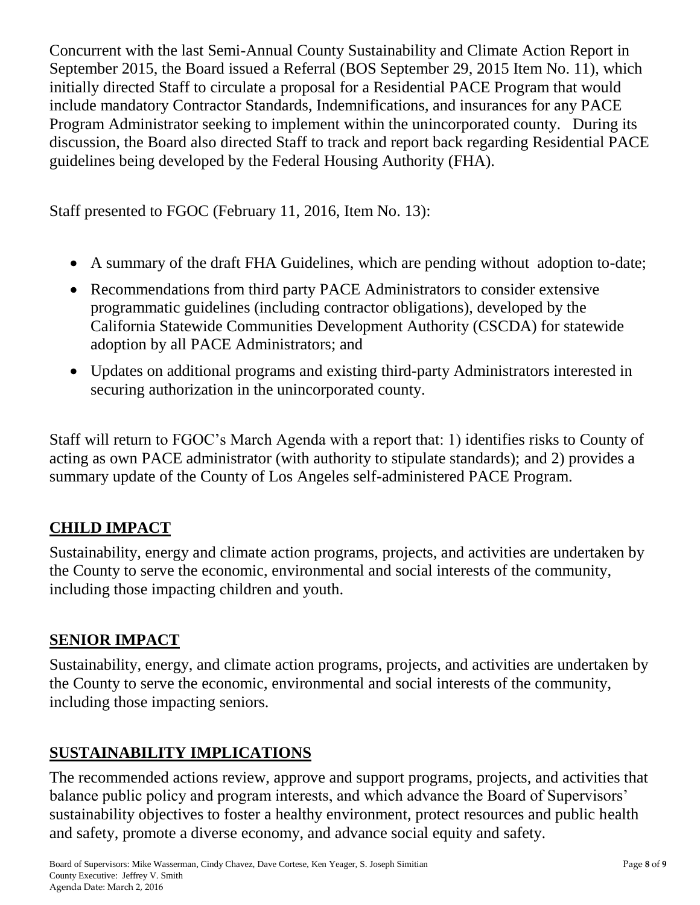Concurrent with the last Semi-Annual County Sustainability and Climate Action Report in September 2015, the Board issued a Referral (BOS September 29, 2015 Item No. 11), which initially directed Staff to circulate a proposal for a Residential PACE Program that would include mandatory Contractor Standards, Indemnifications, and insurances for any PACE Program Administrator seeking to implement within the unincorporated county. During its discussion, the Board also directed Staff to track and report back regarding Residential PACE guidelines being developed by the Federal Housing Authority (FHA).

Staff presented to FGOC (February 11, 2016, Item No. 13):

- A summary of the draft FHA Guidelines, which are pending without adoption to-date;
- Recommendations from third party PACE Administrators to consider extensive programmatic guidelines (including contractor obligations), developed by the California Statewide Communities Development Authority (CSCDA) for statewide adoption by all PACE Administrators; and
- Updates on additional programs and existing third-party Administrators interested in securing authorization in the unincorporated county.

Staff will return to FGOC's March Agenda with a report that: 1) identifies risks to County of acting as own PACE administrator (with authority to stipulate standards); and 2) provides a summary update of the County of Los Angeles self-administered PACE Program.

## CHILD IMPACT

Sustainability, energy and climate action programs, projects, and activities are undertaken by the County to serve the economic, environmental and social interests of the community, including those impacting children and youth.

## SENIOR IMPACT

Sustainability, energy, and climate action programs, projects, and activities are undertaken by the County to serve the economic, environmental and social interests of the community, including those impacting seniors.

## SUSTAINABILITY IMPLICATIONS

The recommended actions review, approve and support programs, projects, and activities that balance public policy and program interests, and which advance the Board of Supervisors' sustainability objectives to foster a healthy environment, protect resources and public health and safety, promote a diverse economy, and advance social equity and safety.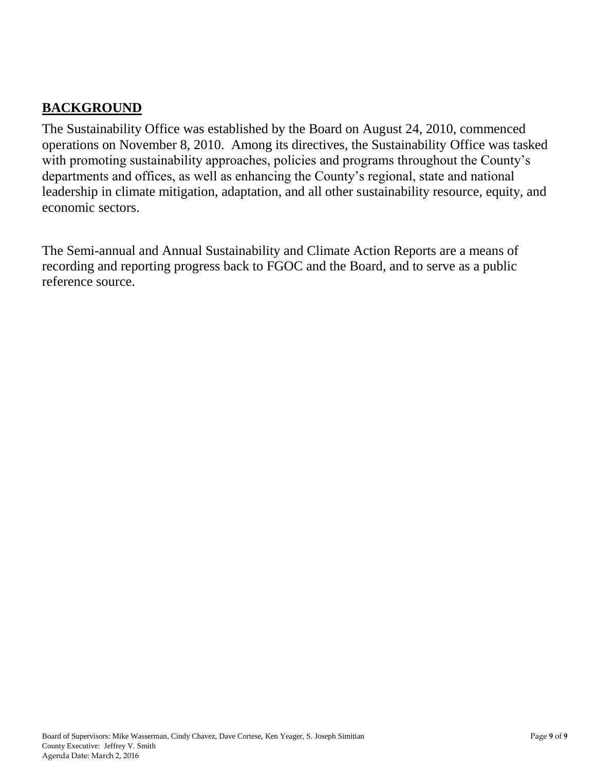## **BACKGROUND**

The Sustainability Office was established by the Board on August 24, 2010, commenced operations on November 8, 2010. Among its directives, the Sustainability Office was tasked with promoting sustainability approaches, policies and programs throughout the County's departments and offices, as well as enhancing the County's regional, state and national leadership in climate mitigation, adaptation, and all other sustainability resource, equity, and economic sectors.

The Semi-annual and Annual Sustainability and Climate Action Reports are a means of recording and reporting progress back to FGOC and the Board, and to serve as a public reference source.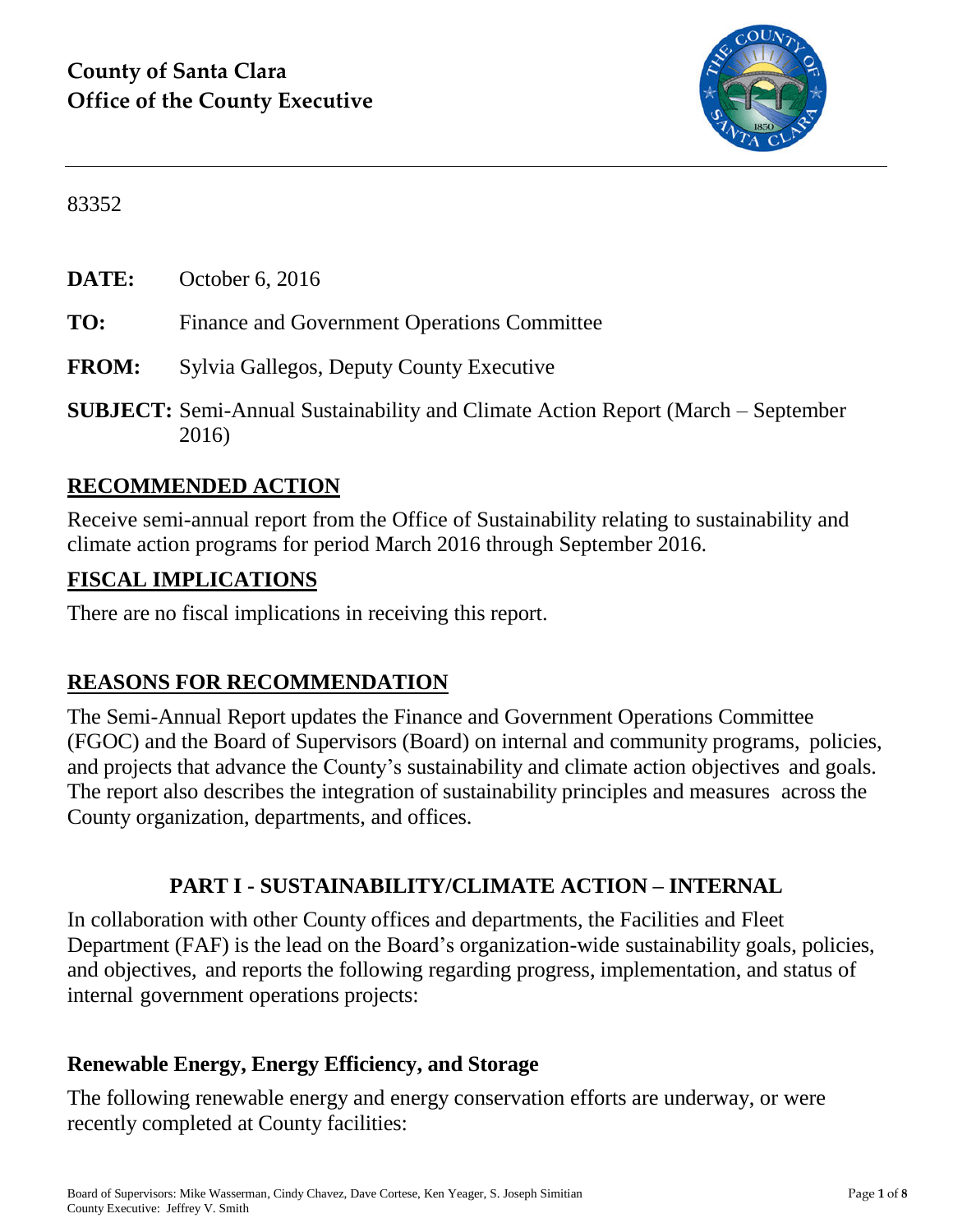# County of Santa Clara
# Office of the County Executive

83352

**DATE:** October 6, 2016

**TO:** Finance and Government Operations Committee

**FROM:** Sylvia Gallegos, Deputy County Executive

**SUBJECT:** Semi-Annual Sustainability and Climate Action Report (March – September 2016)

## RECOMMENDED ACTION

Receive semi-annual report from the Office of Sustainability relating to sustainability and climate action programs for period March 2016 through September 2016.

## FISCAL IMPLICATIONS

There are no fiscal implications in receiving this report.

## REASONS FOR RECOMMENDATION

The Semi-Annual Report updates the Finance and Government Operations Committee (FGOC) and the Board of Supervisors (Board) on internal and community programs, policies, and projects that advance the County's sustainability and climate action objectives and goals. The report also describes the integration of sustainability principles and measures across the County organization, departments, and offices.

## PART I - SUSTAINABILITY/CLIMATE ACTION – INTERNAL

In collaboration with other County offices and departments, the Facilities and Fleet Department (FAF) is the lead on the Board's organization-wide sustainability goals, policies, and objectives, and reports the following regarding progress, implementation, and status of internal government operations projects:

### Renewable Energy, Energy Efficiency, and Storage

The following renewable energy and energy conservation efforts are underway, or were recently completed at County facilities: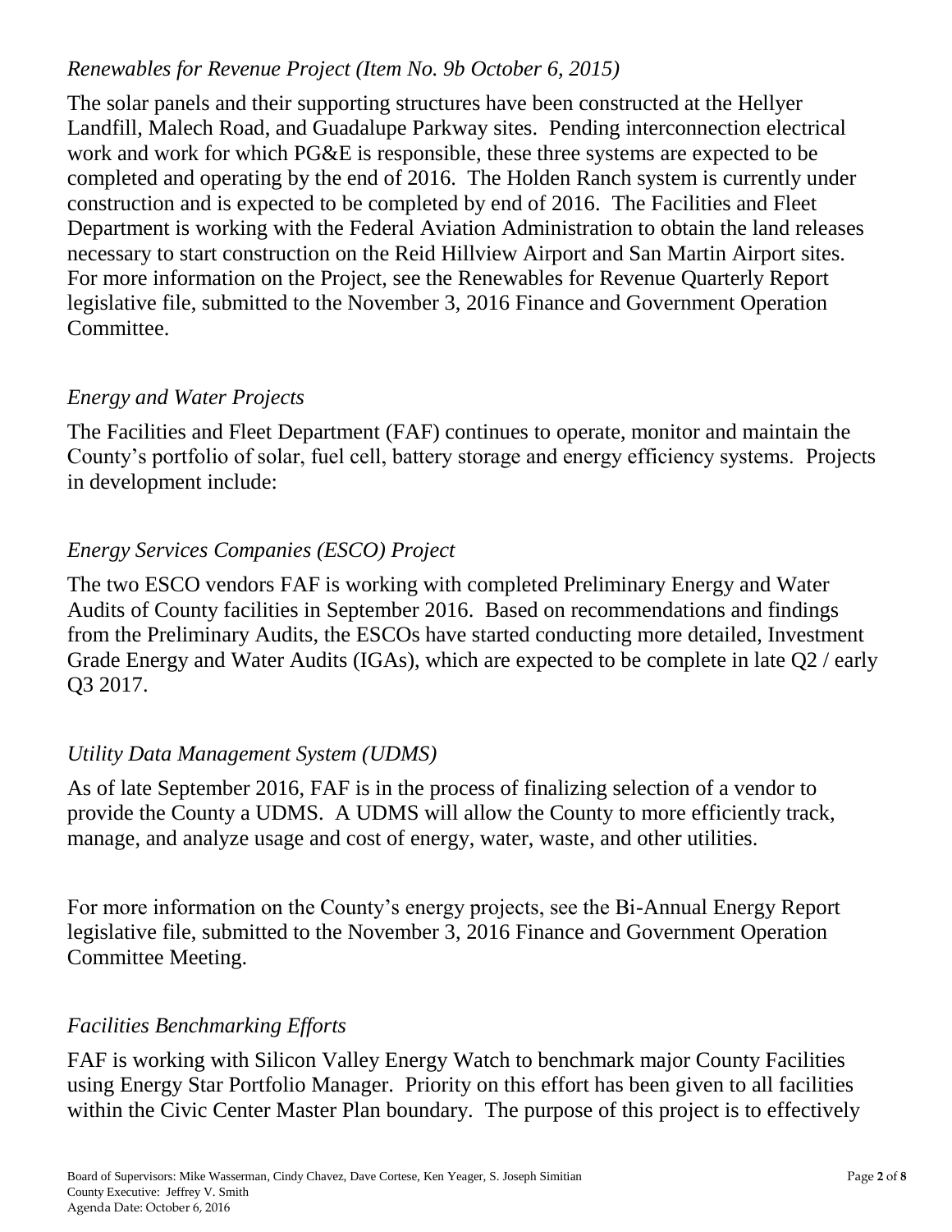*Renewables for Revenue Project (Item No. 9b October 6, 2015)*

The solar panels and their supporting structures have been constructed at the Hellyer Landfill, Malech Road, and Guadalupe Parkway sites. Pending interconnection electrical work and work for which PG&E is responsible, these three systems are expected to be completed and operating by the end of 2016. The Holden Ranch system is currently under construction and is expected to be completed by end of 2016. The Facilities and Fleet Department is working with the Federal Aviation Administration to obtain the land releases necessary to start construction on the Reid Hillview Airport and San Martin Airport sites. For more information on the Project, see the Renewables for Revenue Quarterly Report legislative file, submitted to the November 3, 2016 Finance and Government Operation Committee.

*Energy and Water Projects*

The Facilities and Fleet Department (FAF) continues to operate, monitor and maintain the County's portfolio of solar, fuel cell, battery storage and energy efficiency systems. Projects in development include:

*Energy Services Companies (ESCO) Project*

The two ESCO vendors FAF is working with completed Preliminary Energy and Water Audits of County facilities in September 2016. Based on recommendations and findings from the Preliminary Audits, the ESCOs have started conducting more detailed, Investment Grade Energy and Water Audits (IGAs), which are expected to be complete in late Q2 / early Q3 2017.

*Utility Data Management System (UDMS)*

As of late September 2016, FAF is in the process of finalizing selection of a vendor to provide the County a UDMS. A UDMS will allow the County to more efficiently track, manage, and analyze usage and cost of energy, water, waste, and other utilities.

For more information on the County's energy projects, see the Bi-Annual Energy Report legislative file, submitted to the November 3, 2016 Finance and Government Operation Committee Meeting.

*Facilities Benchmarking Efforts*

FAF is working with Silicon Valley Energy Watch to benchmark major County Facilities using Energy Star Portfolio Manager. Priority on this effort has been given to all facilities within the Civic Center Master Plan boundary. The purpose of this project is to effectively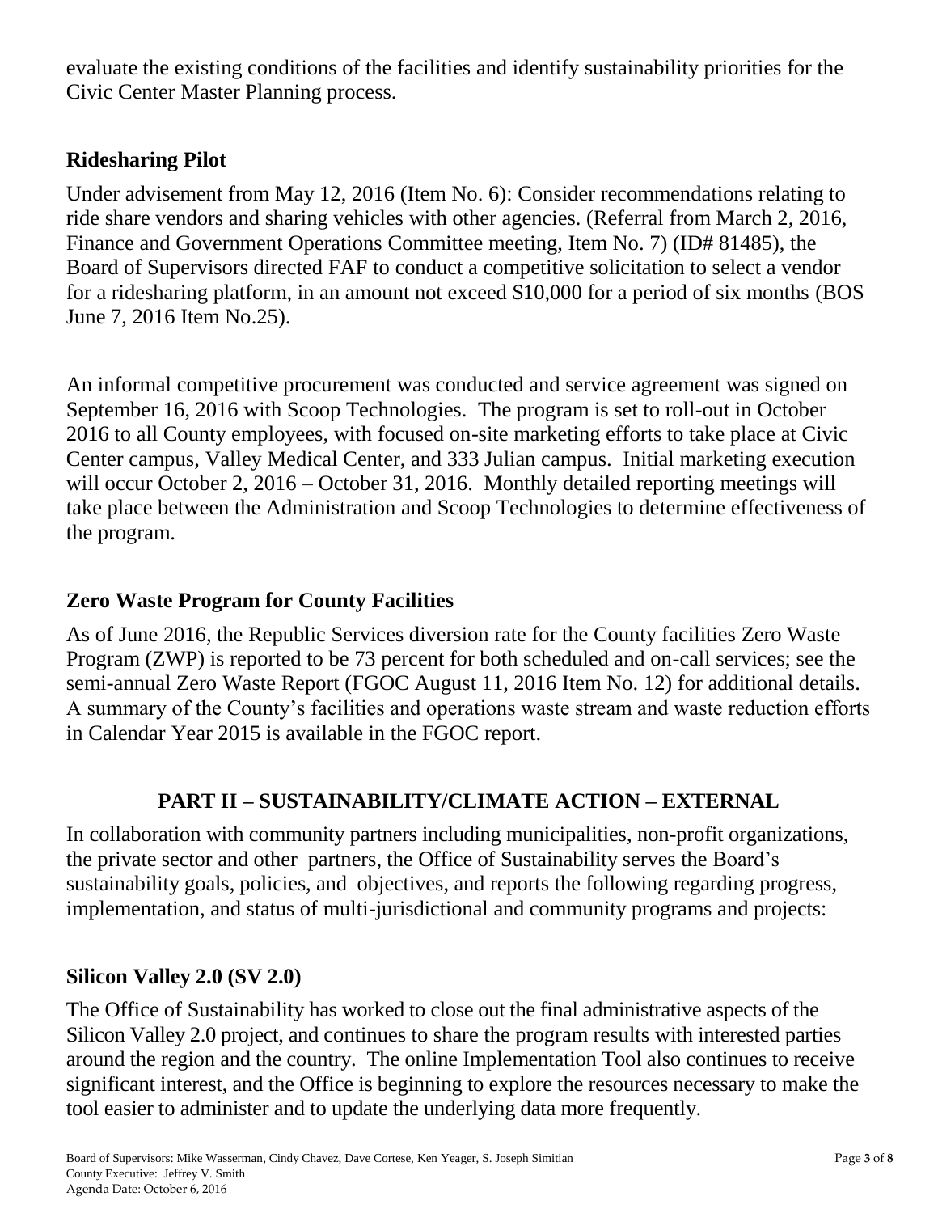evaluate the existing conditions of the facilities and identify sustainability priorities for the Civic Center Master Planning process.

## Ridesharing Pilot

Under advisement from May 12, 2016 (Item No. 6): Consider recommendations relating to ride share vendors and sharing vehicles with other agencies. (Referral from March 2, 2016, Finance and Government Operations Committee meeting, Item No. 7) (ID# 81485), the Board of Supervisors directed FAF to conduct a competitive solicitation to select a vendor for a ridesharing platform, in an amount not exceed $10,000 for a period of six months (BOS June 7, 2016 Item No.25).

An informal competitive procurement was conducted and service agreement was signed on September 16, 2016 with Scoop Technologies. The program is set to roll-out in October 2016 to all County employees, with focused on-site marketing efforts to take place at Civic Center campus, Valley Medical Center, and 333 Julian campus. Initial marketing execution will occur October 2, 2016 – October 31, 2016. Monthly detailed reporting meetings will take place between the Administration and Scoop Technologies to determine effectiveness of the program.

## Zero Waste Program for County Facilities

As of June 2016, the Republic Services diversion rate for the County facilities Zero Waste Program (ZWP) is reported to be 73 percent for both scheduled and on-call services; see the semi-annual Zero Waste Report (FGOC August 11, 2016 Item No. 12) for additional details. A summary of the County's facilities and operations waste stream and waste reduction efforts in Calendar Year 2015 is available in the FGOC report.

# PART II – SUSTAINABILITY/CLIMATE ACTION – EXTERNAL

In collaboration with community partners including municipalities, non-profit organizations, the private sector and other partners, the Office of Sustainability serves the Board's sustainability goals, policies, and objectives, and reports the following regarding progress, implementation, and status of multi-jurisdictional and community programs and projects:

## Silicon Valley 2.0 (SV 2.0)

The Office of Sustainability has worked to close out the final administrative aspects of the Silicon Valley 2.0 project, and continues to share the program results with interested parties around the region and the country. The online Implementation Tool also continues to receive significant interest, and the Office is beginning to explore the resources necessary to make the tool easier to administer and to update the underlying data more frequently.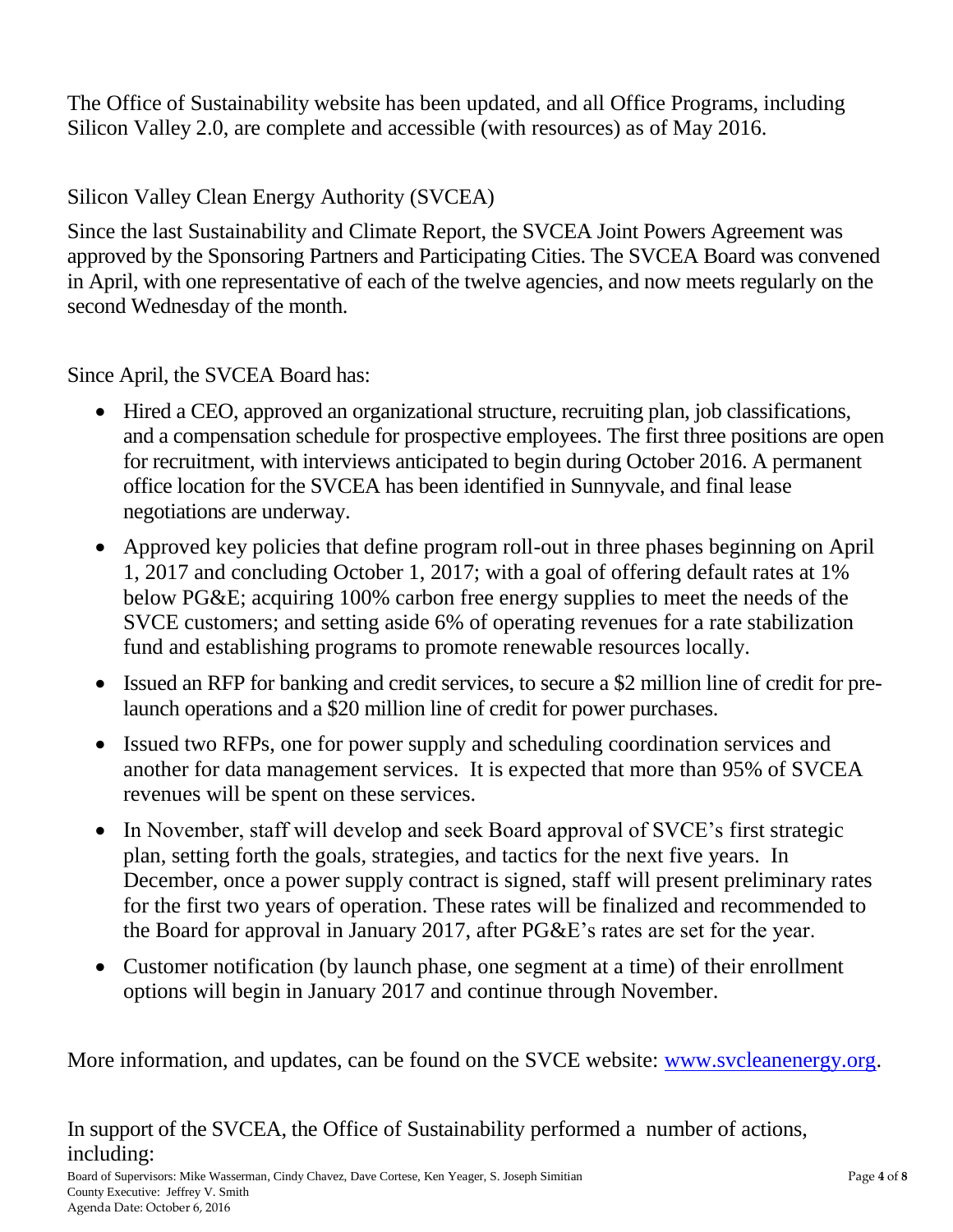The Office of Sustainability website has been updated, and all Office Programs, including Silicon Valley 2.0, are complete and accessible (with resources) as of May 2016.

## Silicon Valley Clean Energy Authority (SVCEA)

Since the last Sustainability and Climate Report, the SVCEA Joint Powers Agreement was approved by the Sponsoring Partners and Participating Cities. The SVCEA Board was convened in April, with one representative of each of the twelve agencies, and now meets regularly on the second Wednesday of the month.

Since April, the SVCEA Board has:

- Hired a CEO, approved an organizational structure, recruiting plan, job classifications, and a compensation schedule for prospective employees. The first three positions are open for recruitment, with interviews anticipated to begin during October 2016. A permanent office location for the SVCEA has been identified in Sunnyvale, and final lease negotiations are underway.
- Approved key policies that define program roll-out in three phases beginning on April 1, 2017 and concluding October 1, 2017; with a goal of offering default rates at 1% below PG&E; acquiring 100% carbon free energy supplies to meet the needs of the SVCE customers; and setting aside 6% of operating revenues for a rate stabilization fund and establishing programs to promote renewable resources locally.
- Issued an RFP for banking and credit services, to secure a $2 million line of credit for pre-launch operations and a $20 million line of credit for power purchases.
- Issued two RFPs, one for power supply and scheduling coordination services and another for data management services. It is expected that more than 95% of SVCEA revenues will be spent on these services.
- In November, staff will develop and seek Board approval of SVCE's first strategic plan, setting forth the goals, strategies, and tactics for the next five years. In December, once a power supply contract is signed, staff will present preliminary rates for the first two years of operation. These rates will be finalized and recommended to the Board for approval in January 2017, after PG&E's rates are set for the year.
- Customer notification (by launch phase, one segment at a time) of their enrollment options will begin in January 2017 and continue through November.

More information, and updates, can be found on the SVCE website: [www.svcleanenergy.org](http://www.svcleanenergy.org).

In support of the SVCEA, the Office of Sustainability performed a number of actions, including: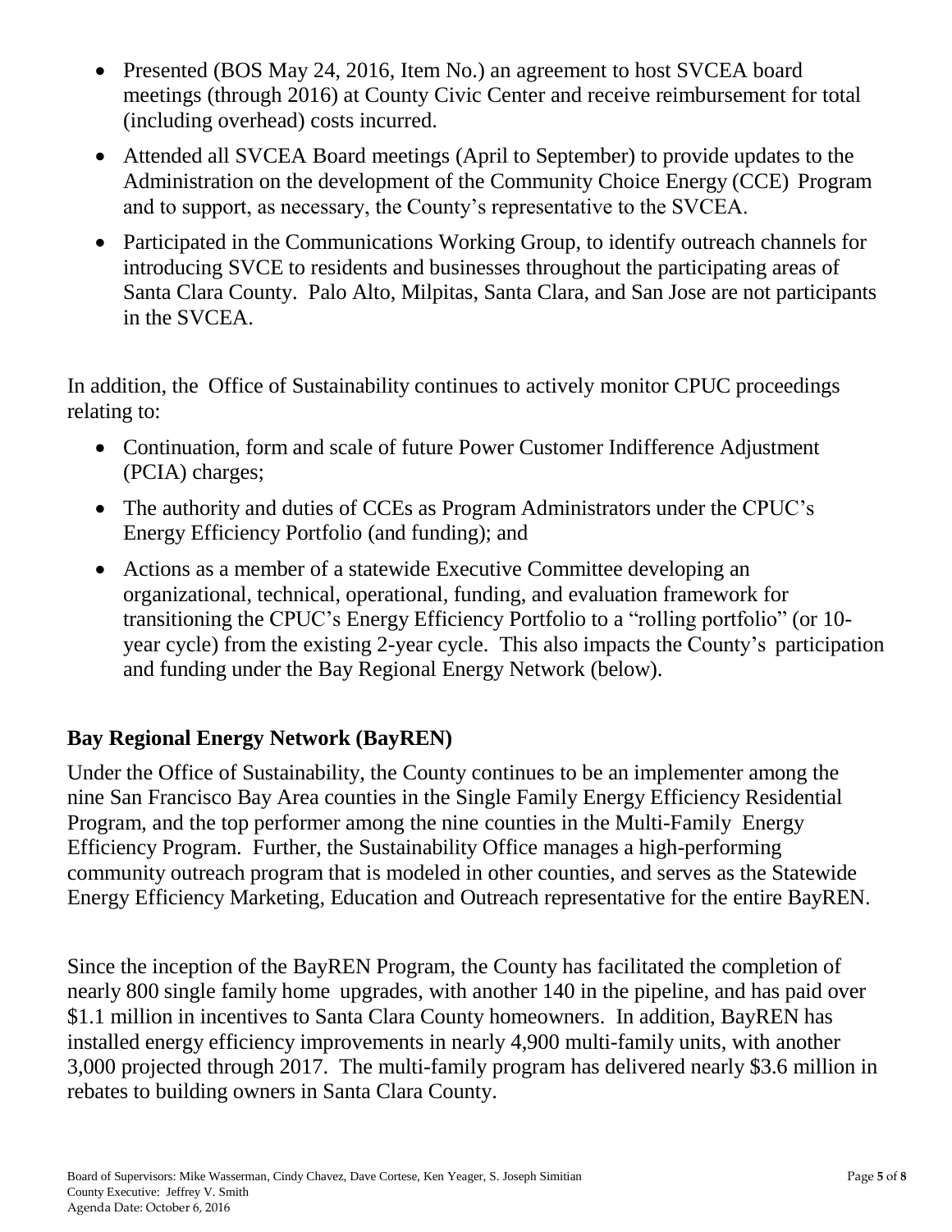- Presented (BOS May 24, 2016, Item No.) an agreement to host SVCEA board meetings (through 2016) at County Civic Center and receive reimbursement for total (including overhead) costs incurred.
- Attended all SVCEA Board meetings (April to September) to provide updates to the Administration on the development of the Community Choice Energy (CCE) Program and to support, as necessary, the County's representative to the SVCEA.
- Participated in the Communications Working Group, to identify outreach channels for introducing SVCE to residents and businesses throughout the participating areas of Santa Clara County. Palo Alto, Milpitas, Santa Clara, and San Jose are not participants in the SVCEA.

In addition, the Office of Sustainability continues to actively monitor CPUC proceedings relating to:

- Continuation, form and scale of future Power Customer Indifference Adjustment (PCIA) charges;
- The authority and duties of CCEs as Program Administrators under the CPUC's Energy Efficiency Portfolio (and funding); and
- Actions as a member of a statewide Executive Committee developing an organizational, technical, operational, funding, and evaluation framework for transitioning the CPUC's Energy Efficiency Portfolio to a "rolling portfolio" (or 10-year cycle) from the existing 2-year cycle. This also impacts the County's participation and funding under the Bay Regional Energy Network (below).

## Bay Regional Energy Network (BayREN)

Under the Office of Sustainability, the County continues to be an implementer among the nine San Francisco Bay Area counties in the Single Family Energy Efficiency Residential Program, and the top performer among the nine counties in the Multi-Family Energy Efficiency Program. Further, the Sustainability Office manages a high-performing community outreach program that is modeled in other counties, and serves as the Statewide Energy Efficiency Marketing, Education and Outreach representative for the entire BayREN.

Since the inception of the BayREN Program, the County has facilitated the completion of nearly 800 single family home upgrades, with another 140 in the pipeline, and has paid over \$1.1 million in incentives to Santa Clara County homeowners. In addition, BayREN has installed energy efficiency improvements in nearly 4,900 multi-family units, with another 3,000 projected through 2017. The multi-family program has delivered nearly \$3.6 million in rebates to building owners in Santa Clara County.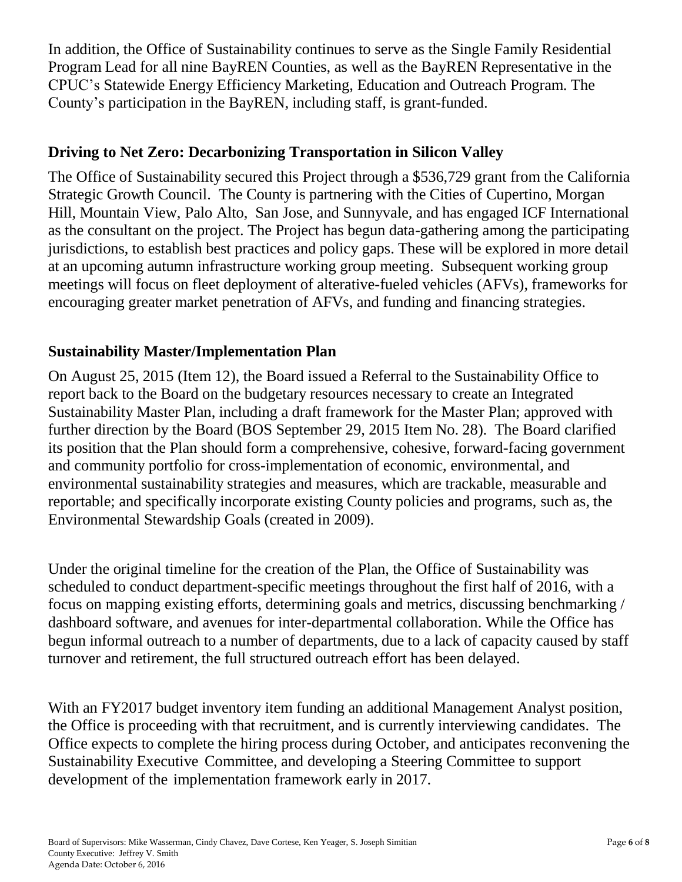In addition, the Office of Sustainability continues to serve as the Single Family Residential Program Lead for all nine BayREN Counties, as well as the BayREN Representative in the CPUC's Statewide Energy Efficiency Marketing, Education and Outreach Program. The County's participation in the BayREN, including staff, is grant-funded.

## Driving to Net Zero: Decarbonizing Transportation in Silicon Valley

The Office of Sustainability secured this Project through a $536,729 grant from the California Strategic Growth Council. The County is partnering with the Cities of Cupertino, Morgan Hill, Mountain View, Palo Alto, San Jose, and Sunnyvale, and has engaged ICF International as the consultant on the project. The Project has begun data-gathering among the participating jurisdictions, to establish best practices and policy gaps. These will be explored in more detail at an upcoming autumn infrastructure working group meeting. Subsequent working group meetings will focus on fleet deployment of alterative-fueled vehicles (AFVs), frameworks for encouraging greater market penetration of AFVs, and funding and financing strategies.

## Sustainability Master/Implementation Plan

On August 25, 2015 (Item 12), the Board issued a Referral to the Sustainability Office to report back to the Board on the budgetary resources necessary to create an Integrated Sustainability Master Plan, including a draft framework for the Master Plan; approved with further direction by the Board (BOS September 29, 2015 Item No. 28). The Board clarified its position that the Plan should form a comprehensive, cohesive, forward-facing government and community portfolio for cross-implementation of economic, environmental, and environmental sustainability strategies and measures, which are trackable, measurable and reportable; and specifically incorporate existing County policies and programs, such as, the Environmental Stewardship Goals (created in 2009).

Under the original timeline for the creation of the Plan, the Office of Sustainability was scheduled to conduct department-specific meetings throughout the first half of 2016, with a focus on mapping existing efforts, determining goals and metrics, discussing benchmarking / dashboard software, and avenues for inter-departmental collaboration. While the Office has begun informal outreach to a number of departments, due to a lack of capacity caused by staff turnover and retirement, the full structured outreach effort has been delayed.

With an FY2017 budget inventory item funding an additional Management Analyst position, the Office is proceeding with that recruitment, and is currently interviewing candidates. The Office expects to complete the hiring process during October, and anticipates reconvening the Sustainability Executive Committee, and developing a Steering Committee to support development of the implementation framework early in 2017.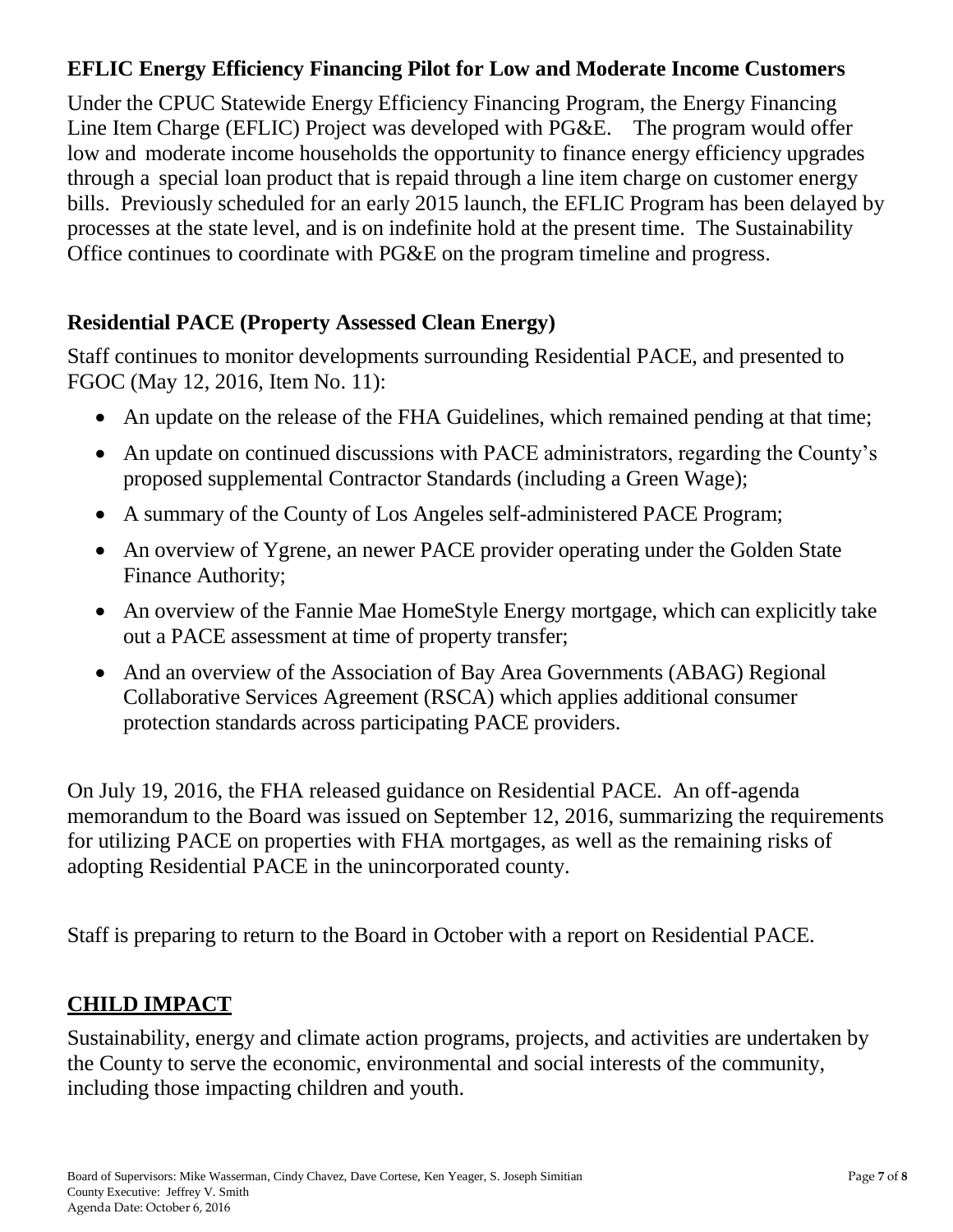### EFLIC Energy Efficiency Financing Pilot for Low and Moderate Income Customers

Under the CPUC Statewide Energy Efficiency Financing Program, the Energy Financing Line Item Charge (EFLIC) Project was developed with PG&E. The program would offer low and moderate income households the opportunity to finance energy efficiency upgrades through a special loan product that is repaid through a line item charge on customer energy bills. Previously scheduled for an early 2015 launch, the EFLIC Program has been delayed by processes at the state level, and is on indefinite hold at the present time. The Sustainability Office continues to coordinate with PG&E on the program timeline and progress.

### Residential PACE (Property Assessed Clean Energy)

Staff continues to monitor developments surrounding Residential PACE, and presented to FGOC (May 12, 2016, Item No. 11):

- An update on the release of the FHA Guidelines, which remained pending at that time;
- An update on continued discussions with PACE administrators, regarding the County's proposed supplemental Contractor Standards (including a Green Wage);
- A summary of the County of Los Angeles self-administered PACE Program;
- An overview of Ygrene, an newer PACE provider operating under the Golden State Finance Authority;
- An overview of the Fannie Mae HomeStyle Energy mortgage, which can explicitly take out a PACE assessment at time of property transfer;
- And an overview of the Association of Bay Area Governments (ABAG) Regional Collaborative Services Agreement (RSCA) which applies additional consumer protection standards across participating PACE providers.

On July 19, 2016, the FHA released guidance on Residential PACE. An off-agenda memorandum to the Board was issued on September 12, 2016, summarizing the requirements for utilizing PACE on properties with FHA mortgages, as well as the remaining risks of adopting Residential PACE in the unincorporated county.

Staff is preparing to return to the Board in October with a report on Residential PACE.

## CHILD IMPACT

Sustainability, energy and climate action programs, projects, and activities are undertaken by the County to serve the economic, environmental and social interests of the community, including those impacting children and youth.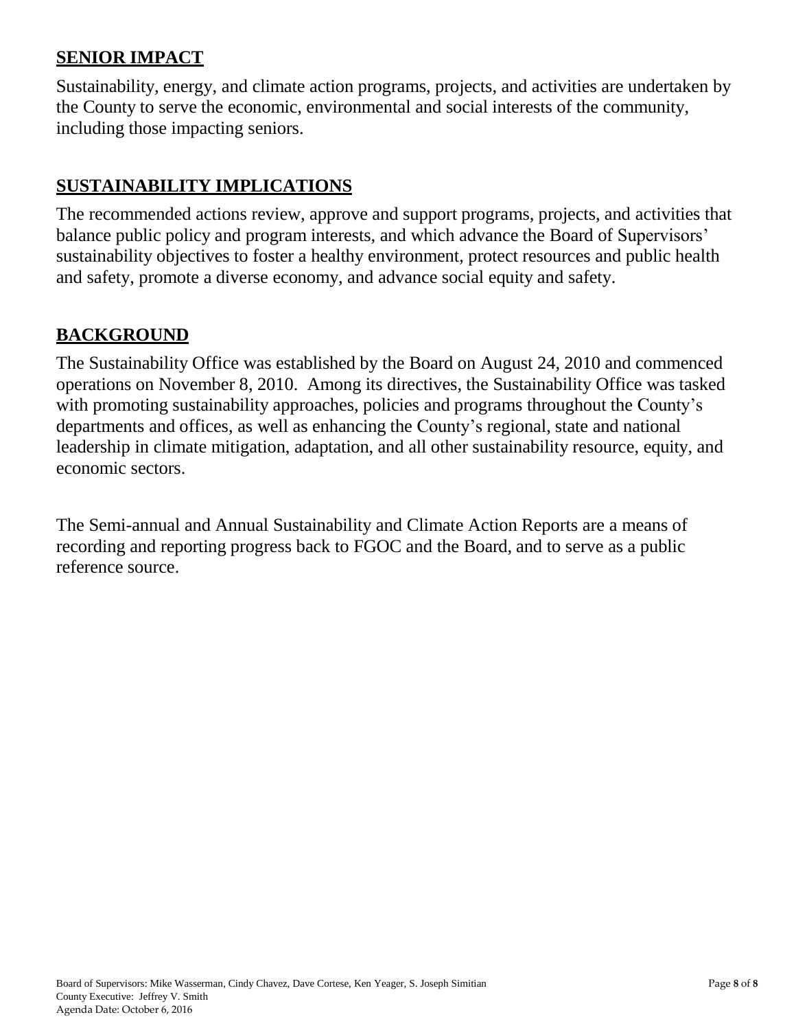## SENIOR IMPACT

Sustainability, energy, and climate action programs, projects, and activities are undertaken by the County to serve the economic, environmental and social interests of the community, including those impacting seniors.

## SUSTAINABILITY IMPLICATIONS

The recommended actions review, approve and support programs, projects, and activities that balance public policy and program interests, and which advance the Board of Supervisors' sustainability objectives to foster a healthy environment, protect resources and public health and safety, promote a diverse economy, and advance social equity and safety.

## BACKGROUND

The Sustainability Office was established by the Board on August 24, 2010 and commenced operations on November 8, 2010. Among its directives, the Sustainability Office was tasked with promoting sustainability approaches, policies and programs throughout the County's departments and offices, as well as enhancing the County's regional, state and national leadership in climate mitigation, adaptation, and all other sustainability resource, equity, and economic sectors.

The Semi-annual and Annual Sustainability and Climate Action Reports are a means of recording and reporting progress back to FGOC and the Board, and to serve as a public reference source.